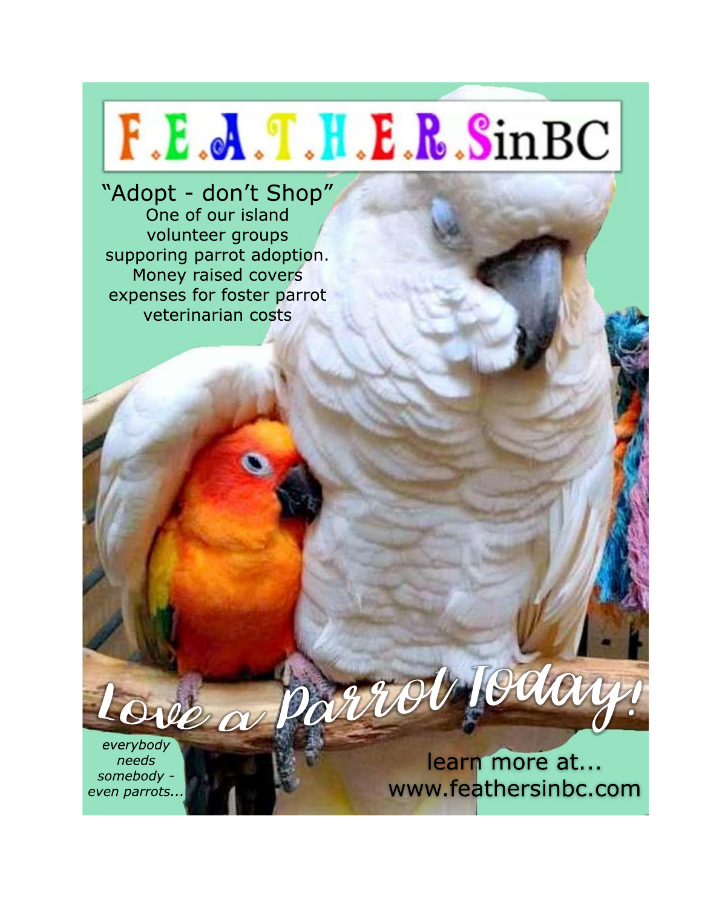# F.E.A.T.H.E.R.SinBC

"Adopt - don't Shop"

One of our island volunteer groups supporing parrot adoption. Money raised covers expenses for foster parrot veterinarian costs

## Love a Parrot Today!

*everybody needs somebody - even parrots...*

learn more at...
www.feathersinbc.com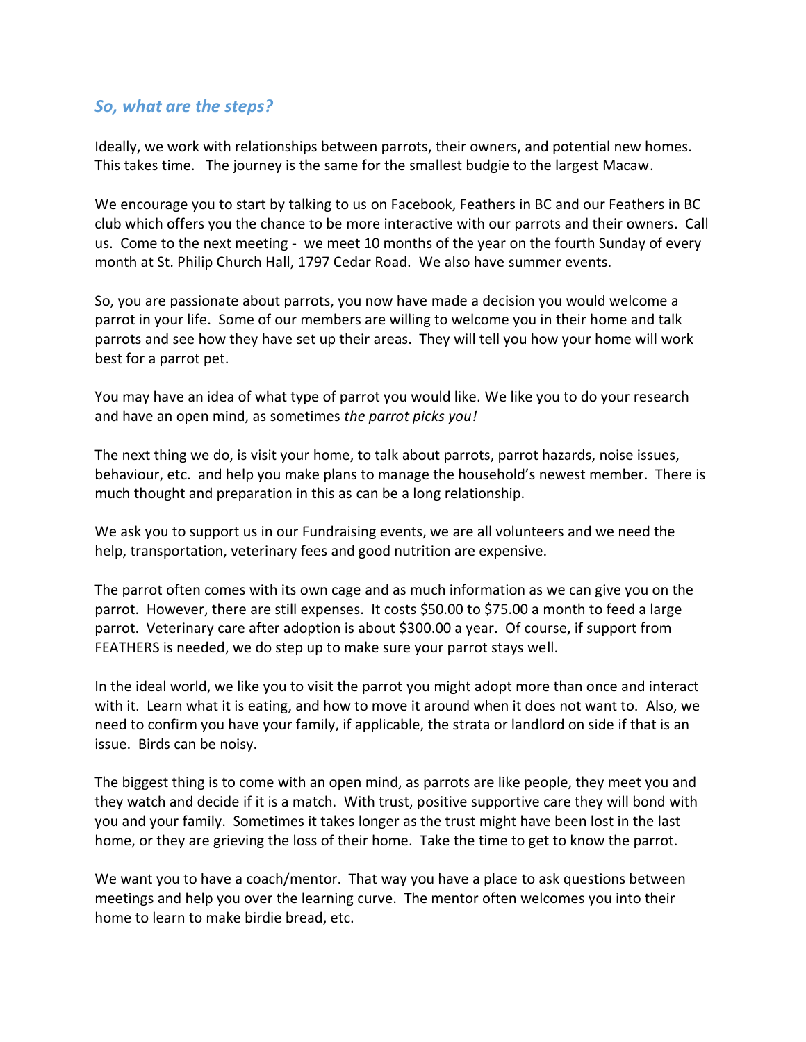## *So, what are the steps?*

Ideally, we work with relationships between parrots, their owners, and potential new homes. This takes time. The journey is the same for the smallest budgie to the largest Macaw.

We encourage you to start by talking to us on Facebook, Feathers in BC and our Feathers in BC club which offers you the chance to be more interactive with our parrots and their owners. Call us. Come to the next meeting - we meet 10 months of the year on the fourth Sunday of every month at St. Philip Church Hall, 1797 Cedar Road. We also have summer events.

So, you are passionate about parrots, you now have made a decision you would welcome a parrot in your life. Some of our members are willing to welcome you in their home and talk parrots and see how they have set up their areas. They will tell you how your home will work best for a parrot pet.

You may have an idea of what type of parrot you would like. We like you to do your research and have an open mind, as sometimes *the parrot picks you!*

The next thing we do, is visit your home, to talk about parrots, parrot hazards, noise issues, behaviour, etc. and help you make plans to manage the household's newest member. There is much thought and preparation in this as can be a long relationship.

We ask you to support us in our Fundraising events, we are all volunteers and we need the help, transportation, veterinary fees and good nutrition are expensive.

The parrot often comes with its own cage and as much information as we can give you on the parrot. However, there are still expenses. It costs $50.00 to $75.00 a month to feed a large parrot. Veterinary care after adoption is about $300.00 a year. Of course, if support from FEATHERS is needed, we do step up to make sure your parrot stays well.

In the ideal world, we like you to visit the parrot you might adopt more than once and interact with it. Learn what it is eating, and how to move it around when it does not want to. Also, we need to confirm you have your family, if applicable, the strata or landlord on side if that is an issue. Birds can be noisy.

The biggest thing is to come with an open mind, as parrots are like people, they meet you and they watch and decide if it is a match. With trust, positive supportive care they will bond with you and your family. Sometimes it takes longer as the trust might have been lost in the last home, or they are grieving the loss of their home. Take the time to get to know the parrot.

We want you to have a coach/mentor. That way you have a place to ask questions between meetings and help you over the learning curve. The mentor often welcomes you into their home to learn to make birdie bread, etc.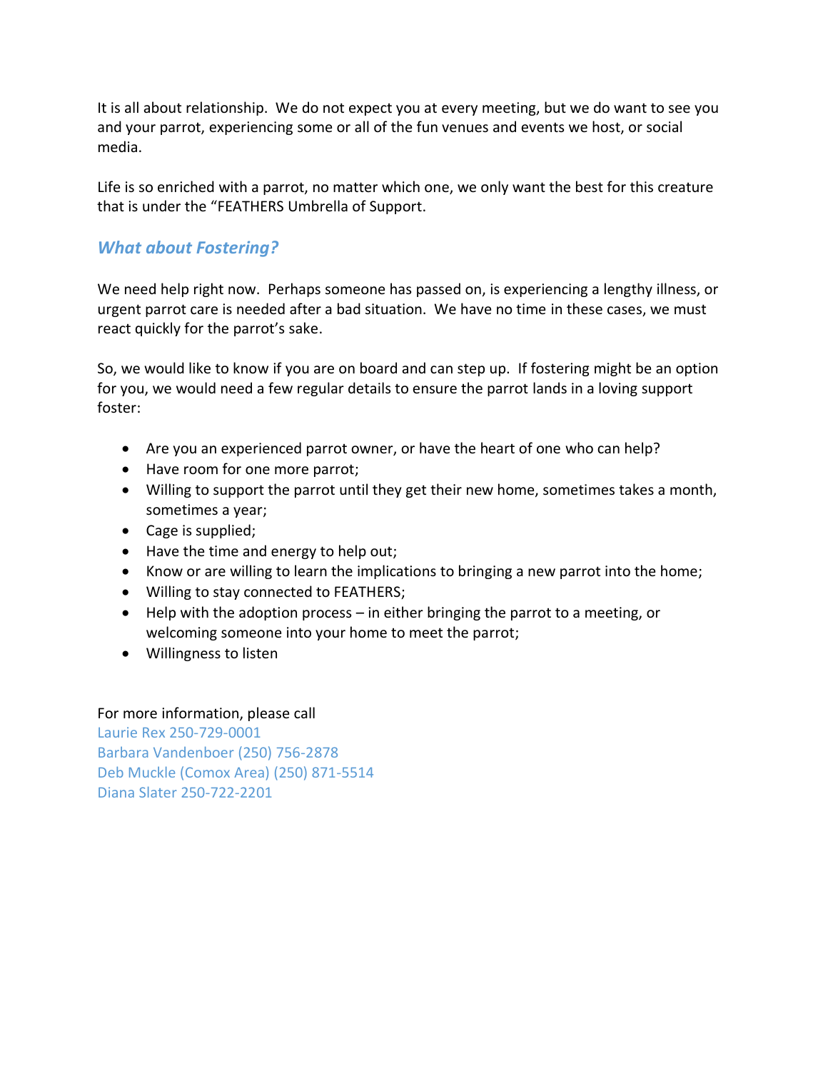It is all about relationship.  We do not expect you at every meeting, but we do want to see you and your parrot, experiencing some or all of the fun venues and events we host, or social media.

Life is so enriched with a parrot, no matter which one, we only want the best for this creature that is under the "FEATHERS Umbrella of Support.

## *What about Fostering?*

We need help right now.  Perhaps someone has passed on, is experiencing a lengthy illness, or urgent parrot care is needed after a bad situation.  We have no time in these cases, we must react quickly for the parrot's sake.

So, we would like to know if you are on board and can step up.  If fostering might be an option for you, we would need a few regular details to ensure the parrot lands in a loving support foster:

- Are you an experienced parrot owner, or have the heart of one who can help?
- Have room for one more parrot;
- Willing to support the parrot until they get their new home, sometimes takes a month, sometimes a year;
- Cage is supplied;
- Have the time and energy to help out;
- Know or are willing to learn the implications to bringing a new parrot into the home;
- Willing to stay connected to FEATHERS;
- Help with the adoption process – in either bringing the parrot to a meeting, or welcoming someone into your home to meet the parrot;
- Willingness to listen

For more information, please call
Laurie Rex 250-729-0001
Barbara Vandenboer (250) 756-2878
Deb Muckle (Comox Area) (250) 871-5514
Diana Slater 250-722-2201